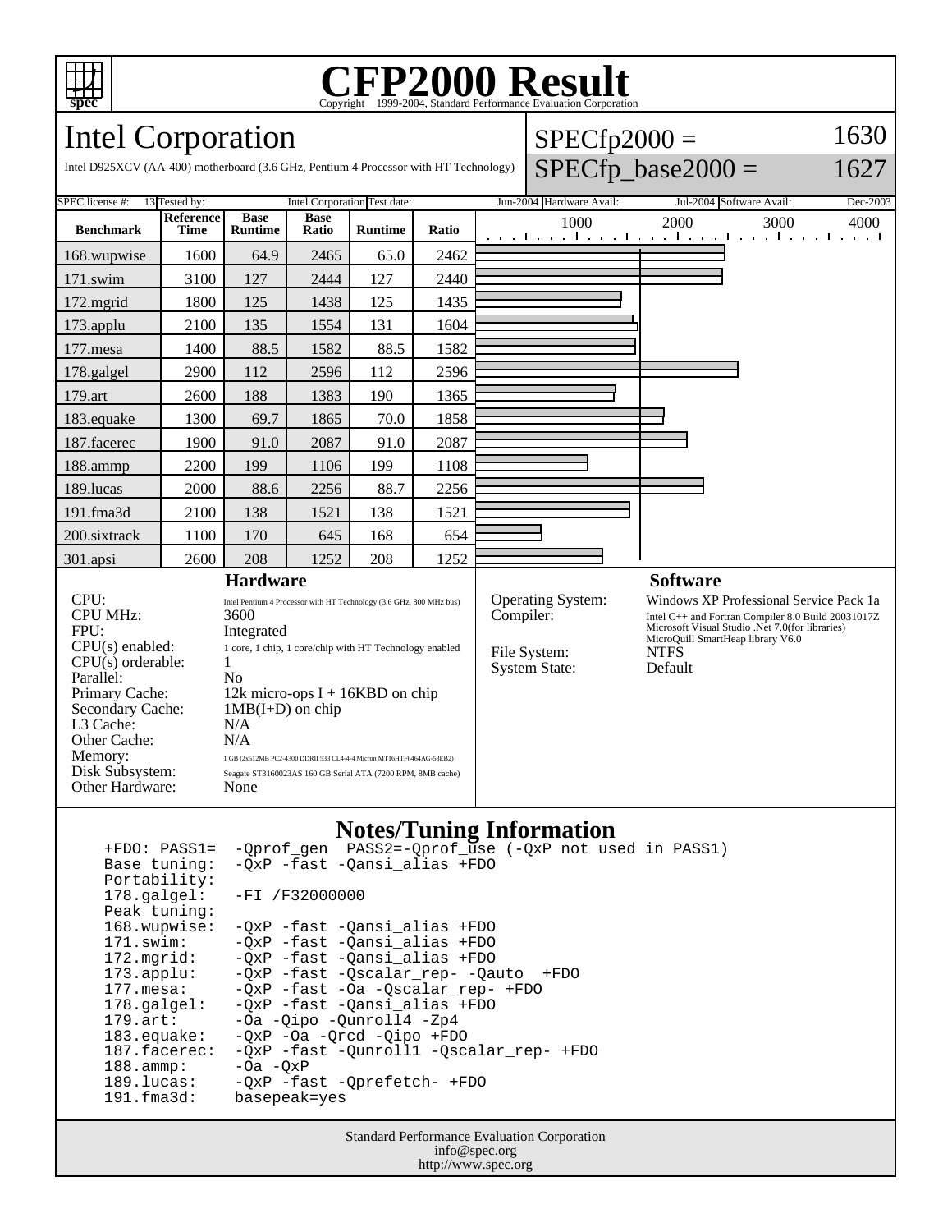# CFP2000 Result

Copyright 1999-2004, Standard Performance Evaluation Corporation

## Intel Corporation

Intel D925XCV (AA-400) motherboard (3.6 GHz, Pentium 4 Processor with HT Technology)

SPECfp2000 = 1630

SPECfp_base2000 = 1627

| SPEC license #: | 13 | Tested by: | Intel Corporation | Test date: | Jun-2004 | Hardware Avail: | Jul-2004 | Software Avail: | Dec-2003 |
|---|---|---|---|---|---|---|---|---|---|

| Benchmark | Reference Time | Base Runtime | Base Ratio | Runtime | Ratio |
|---|---|---|---|---|---|
| 168.wupwise | 1600 | 64.9 | 2465 | 65.0 | 2462 |
| 171.swim | 3100 | 127 | 2444 | 127 | 2440 |
| 172.mgrid | 1800 | 125 | 1438 | 125 | 1435 |
| 173.applu | 2100 | 135 | 1554 | 131 | 1604 |
| 177.mesa | 1400 | 88.5 | 1582 | 88.5 | 1582 |
| 178.galgel | 2900 | 112 | 2596 | 112 | 2596 |
| 179.art | 2600 | 188 | 1383 | 190 | 1365 |
| 183.equake | 1300 | 69.7 | 1865 | 70.0 | 1858 |
| 187.facerec | 1900 | 91.0 | 2087 | 91.0 | 2087 |
| 188.ammp | 2200 | 199 | 1106 | 199 | 1108 |
| 189.lucas | 2000 | 88.6 | 2256 | 88.7 | 2256 |
| 191.fma3d | 2100 | 138 | 1521 | 138 | 1521 |
| 200.sixtrack | 1100 | 170 | 645 | 168 | 654 |
| 301.apsi | 2600 | 208 | 1252 | 208 | 1252 |

### Hardware

| | |
|---|---|
| CPU: | Intel Pentium 4 Processor with HT Technology (3.6 GHz, 800 MHz bus) |
| CPU MHz: | 3600 |
| FPU: | Integrated |
| CPU(s) enabled: | 1 core, 1 chip, 1 core/chip with HT Technology enabled |
| CPU(s) orderable: | 1 |
| Parallel: | No |
| Primary Cache: | 12k micro-ops I + 16KBD on chip |
| Secondary Cache: | 1MB(I+D) on chip |
| L3 Cache: | N/A |
| Other Cache: | N/A |
| Memory: | 1 GB (2x512MB PC2-4300 DDRII 533 CL4-4-4 Micron MT16HTF6464AG-53EB2) |
| Disk Subsystem: | Seagate ST3160023AS 160 GB Serial ATA (7200 RPM, 8MB cache) |
| Other Hardware: | None |

### Software

| | |
|---|---|
| Operating System: | Windows XP Professional Service Pack 1a |
| Compiler: | Intel C++ and Fortran Compiler 8.0 Build 20031017Z<br>Microsoft Visual Studio .Net 7.0(for libraries)<br>MicroQuill SmartHeap library V6.0 |
| File System: | NTFS |
| System State: | Default |

### Notes/Tuning Information

```
+FDO: PASS1=  -Qprof_gen  PASS2=-Qprof_use (-QxP not used in PASS1)
Base tuning:  -QxP -fast -Qansi_alias +FDO
Portability:
178.galgel:   -FI /F32000000
Peak tuning:
168.wupwise:  -QxP -fast -Qansi_alias +FDO
171.swim:     -QxP -fast -Qansi_alias +FDO
172.mgrid:    -QxP -fast -Qansi_alias +FDO
173.applu:    -QxP -fast -Qscalar_rep- -Qauto  +FDO
177.mesa:     -QxP -fast -Oa -Qscalar_rep- +FDO
178.galgel:   -QxP -fast -Qansi_alias +FDO
179.art:      -Oa -Qipo -Qunroll4 -Zp4
183.equake:   -QxP -Oa -Qrcd -Qipo +FDO
187.facerec:  -QxP -fast -Qunroll1 -Qscalar_rep- +FDO
188.ammp:     -Oa -QxP
189.lucas:    -QxP -fast -Qprefetch- +FDO
191.fma3d:    basepeak=yes
```

Standard Performance Evaluation Corporation
info@spec.org
http://www.spec.org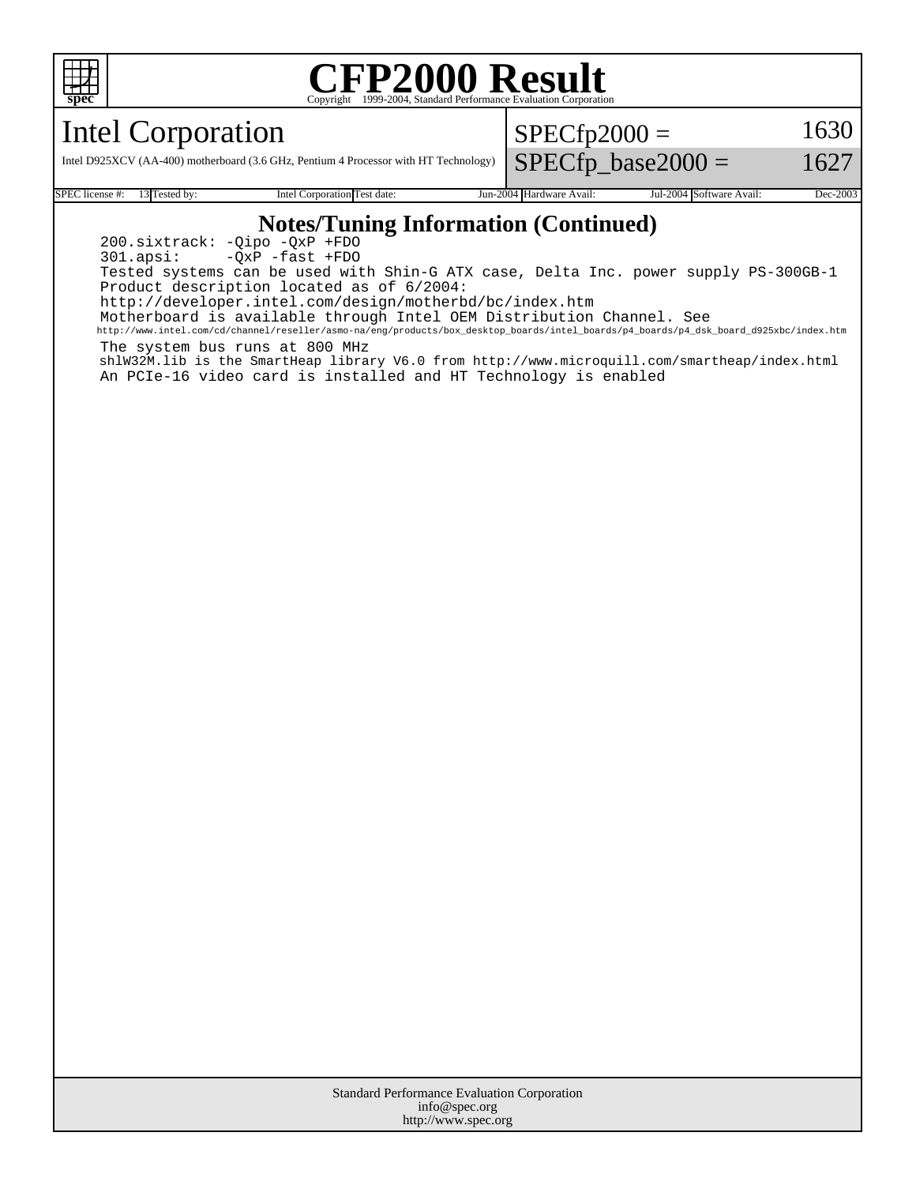# CFP2000 Result

Copyright 1999-2004, Standard Performance Evaluation Corporation

## Intel Corporation

Intel D925XCV (AA-400) motherboard (3.6 GHz, Pentium 4 Processor with HT Technology)

SPECfp2000 = 1630

SPECfp_base2000 = 1627

| SPEC license #: | 13 | Tested by: | Intel Corporation | Test date: | Jun-2004 | Hardware Avail: | Jul-2004 | Software Avail: | Dec-2003 |
|---|---|---|---|---|---|---|---|---|---|

### Notes/Tuning Information (Continued)

```
200.sixtrack: -Qipo -QxP +FDO
301.apsi:     -QxP -fast +FDO
Tested systems can be used with Shin-G ATX case, Delta Inc. power supply PS-300GB-1
Product description located as of 6/2004:
http://developer.intel.com/design/motherbd/bc/index.htm
Motherboard is available through Intel OEM Distribution Channel. See
http://www.intel.com/cd/channel/reseller/asmo-na/eng/products/box_desktop_boards/intel_boards/p4_boards/p4_dsk_board_d925xbc/index.htm
The system bus runs at 800 MHz
shlW32M.lib is the SmartHeap library V6.0 from http://www.microquill.com/smartheap/index.html
An PCIe-16 video card is installed and HT Technology is enabled
```